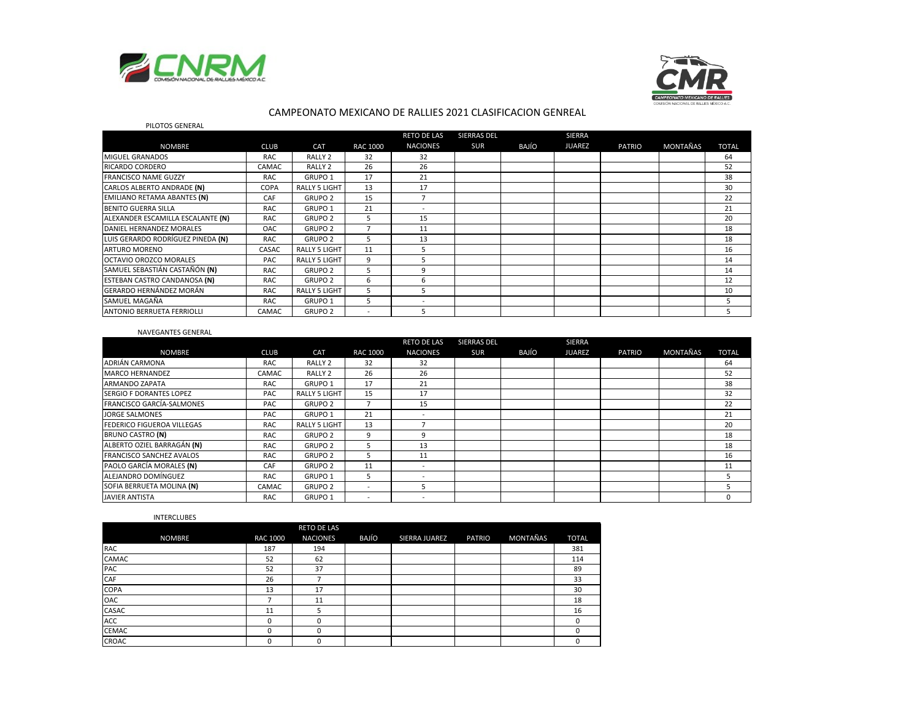# CAMPEONATO MEXICANO DE RALLIES 2021 CLASIFICACION GENREAL

PILOTOS GENERAL

| NOMBRE | CLUB | CAT | RAC 1000 | RETO DE LAS NACIONES | SIERRAS DEL SUR | BAJÍO | SIERRA JUAREZ | PATRIO | MONTAÑAS | TOTAL |
|---|---|---|---|---|---|---|---|---|---|---|
| MIGUEL GRANADOS | RAC | RALLY 2 | 32 | 32 | | | | | | 64 |
| RICARDO CORDERO | CAMAC | RALLY 2 | 26 | 26 | | | | | | 52 |
| FRANCISCO NAME GUZZY | RAC | GRUPO 1 | 17 | 21 | | | | | | 38 |
| CARLOS ALBERTO ANDRADE **(N)** | COPA | RALLY 5 LIGHT | 13 | 17 | | | | | | 30 |
| EMILIANO RETAMA ABANTES **(N)** | CAF | GRUPO 2 | 15 | 7 | | | | | | 22 |
| BENITO GUERRA SILLA | RAC | GRUPO 1 | 21 | - | | | | | | 21 |
| ALEXANDER ESCAMILLA ESCALANTE **(N)** | RAC | GRUPO 2 | 5 | 15 | | | | | | 20 |
| DANIEL HERNANDEZ MORALES | OAC | GRUPO 2 | 7 | 11 | | | | | | 18 |
| LUIS GERARDO RODRÍGUEZ PINEDA **(N)** | RAC | GRUPO 2 | 5 | 13 | | | | | | 18 |
| ARTURO MORENO | CASAC | RALLY 5 LIGHT | 11 | 5 | | | | | | 16 |
| OCTAVIO OROZCO MORALES | PAC | RALLY 5 LIGHT | 9 | 5 | | | | | | 14 |
| SAMUEL SEBASTIÁN CASTAÑÓN **(N)** | RAC | GRUPO 2 | 5 | 9 | | | | | | 14 |
| ESTEBAN CASTRO CANDANOSA **(N)** | RAC | GRUPO 2 | 6 | 6 | | | | | | 12 |
| GERARDO HERNÁNDEZ MORÁN | RAC | RALLY 5 LIGHT | 5 | 5 | | | | | | 10 |
| SAMUEL MAGAÑA | RAC | GRUPO 1 | 5 | - | | | | | | 5 |
| ANTONIO BERRUETA FERRIOLLI | CAMAC | GRUPO 2 | - | 5 | | | | | | 5 |

NAVEGANTES GENERAL

| NOMBRE | CLUB | CAT | RAC 1000 | RETO DE LAS NACIONES | SIERRAS DEL SUR | BAJÍO | SIERRA JUAREZ | PATRIO | MONTAÑAS | TOTAL |
|---|---|---|---|---|---|---|---|---|---|---|
| ADRIÁN CARMONA | RAC | RALLY 2 | 32 | 32 | | | | | | 64 |
| MARCO HERNANDEZ | CAMAC | RALLY 2 | 26 | 26 | | | | | | 52 |
| ARMANDO ZAPATA | RAC | GRUPO 1 | 17 | 21 | | | | | | 38 |
| SERGIO F DORANTES LOPEZ | PAC | RALLY 5 LIGHT | 15 | 17 | | | | | | 32 |
| FRANCISCO GARCÍA-SALMONES | PAC | GRUPO 2 | 7 | 15 | | | | | | 22 |
| JORGE SALMONES | PAC | GRUPO 1 | 21 | - | | | | | | 21 |
| FEDERICO FIGUEROA VILLEGAS | RAC | RALLY 5 LIGHT | 13 | 7 | | | | | | 20 |
| BRUNO CASTRO **(N)** | RAC | GRUPO 2 | 9 | 9 | | | | | | 18 |
| ALBERTO OZIEL BARRAGÁN **(N)** | RAC | GRUPO 2 | 5 | 13 | | | | | | 18 |
| FRANCISCO SANCHEZ AVALOS | RAC | GRUPO 2 | 5 | 11 | | | | | | 16 |
| PAOLO GARCÍA MORALES **(N)** | CAF | GRUPO 2 | 11 | - | | | | | | 11 |
| ALEJANDRO DOMÍNGUEZ | RAC | GRUPO 1 | 5 | - | | | | | | 5 |
| SOFIA BERRUETA MOLINA **(N)** | CAMAC | GRUPO 2 | - | 5 | | | | | | 5 |
| JAVIER ANTISTA | RAC | GRUPO 1 | - | - | | | | | | 0 |

INTERCLUBES

| NOMBRE | RAC 1000 | RETO DE LAS NACIONES | BAJÍO | SIERRA JUAREZ | PATRIO | MONTAÑAS | TOTAL |
|---|---|---|---|---|---|---|---|
| RAC | 187 | 194 | | | | | 381 |
| CAMAC | 52 | 62 | | | | | 114 |
| PAC | 52 | 37 | | | | | 89 |
| CAF | 26 | 7 | | | | | 33 |
| COPA | 13 | 17 | | | | | 30 |
| OAC | 7 | 11 | | | | | 18 |
| CASAC | 11 | 5 | | | | | 16 |
| ACC | 0 | 0 | | | | | 0 |
| CEMAC | 0 | 0 | | | | | 0 |
| CROAC | 0 | 0 | | | | | 0 |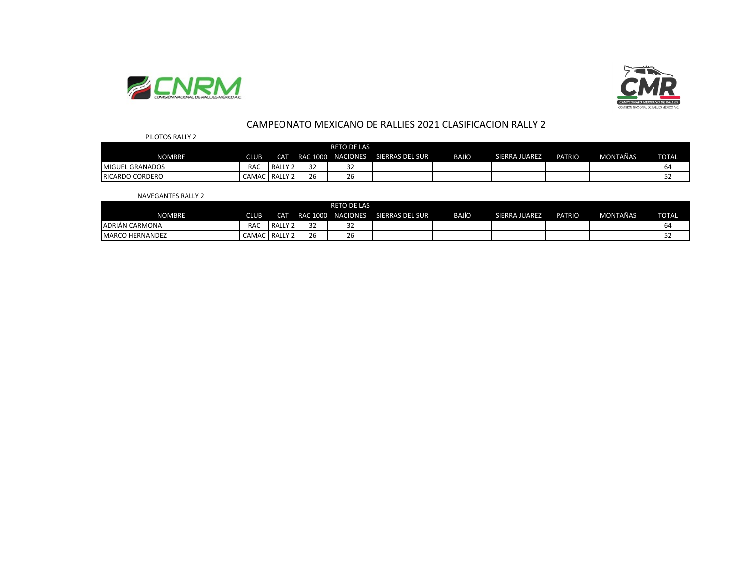# CAMPEONATO MEXICANO DE RALLIES 2021 CLASIFICACION RALLY 2

PILOTOS RALLY 2

| NOMBRE | CLUB | CAT | RAC 1000 | RETO DE LAS NACIONES | SIERRAS DEL SUR | BAJÍO | SIERRA JUAREZ | PATRIO | MONTAÑAS | TOTAL |
|---|---|---|---|---|---|---|---|---|---|---|
| MIGUEL GRANADOS | RAC | RALLY 2 | 32 | 32 | | | | | | 64 |
| RICARDO CORDERO | CAMAC | RALLY 2 | 26 | 26 | | | | | | 52 |

NAVEGANTES RALLY 2

| NOMBRE | CLUB | CAT | RAC 1000 | RETO DE LAS NACIONES | SIERRAS DEL SUR | BAJÍO | SIERRA JUAREZ | PATRIO | MONTAÑAS | TOTAL |
|---|---|---|---|---|---|---|---|---|---|---|
| ADRIÁN CARMONA | RAC | RALLY 2 | 32 | 32 | | | | | | 64 |
| MARCO HERNANDEZ | CAMAC | RALLY 2 | 26 | 26 | | | | | | 52 |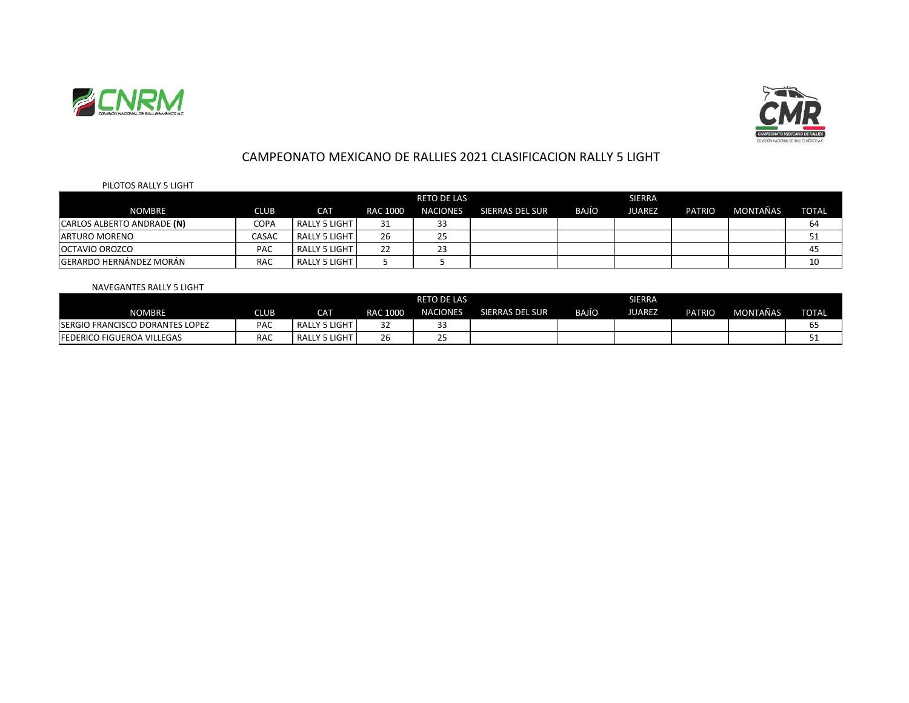# CAMPEONATO MEXICANO DE RALLIES 2021 CLASIFICACION RALLY 5 LIGHT

PILOTOS RALLY 5 LIGHT

| NOMBRE | CLUB | CAT | RAC 1000 | RETO DE LAS NACIONES | SIERRAS DEL SUR | BAJÍO | SIERRA JUAREZ | PATRIO | MONTAÑAS | TOTAL |
|---|---|---|---|---|---|---|---|---|---|---|
| CARLOS ALBERTO ANDRADE **(N)** | COPA | RALLY 5 LIGHT | 31 | 33 | | | | | | 64 |
| ARTURO MORENO | CASAC | RALLY 5 LIGHT | 26 | 25 | | | | | | 51 |
| OCTAVIO OROZCO | PAC | RALLY 5 LIGHT | 22 | 23 | | | | | | 45 |
| GERARDO HERNÁNDEZ MORÁN | RAC | RALLY 5 LIGHT | 5 | 5 | | | | | | 10 |

NAVEGANTES RALLY 5 LIGHT

| NOMBRE | CLUB | CAT | RAC 1000 | RETO DE LAS NACIONES | SIERRAS DEL SUR | BAJÍO | SIERRA JUAREZ | PATRIO | MONTAÑAS | TOTAL |
|---|---|---|---|---|---|---|---|---|---|---|
| SERGIO FRANCISCO DORANTES LOPEZ | PAC | RALLY 5 LIGHT | 32 | 33 | | | | | | 65 |
| FEDERICO FIGUEROA VILLEGAS | RAC | RALLY 5 LIGHT | 26 | 25 | | | | | | 51 |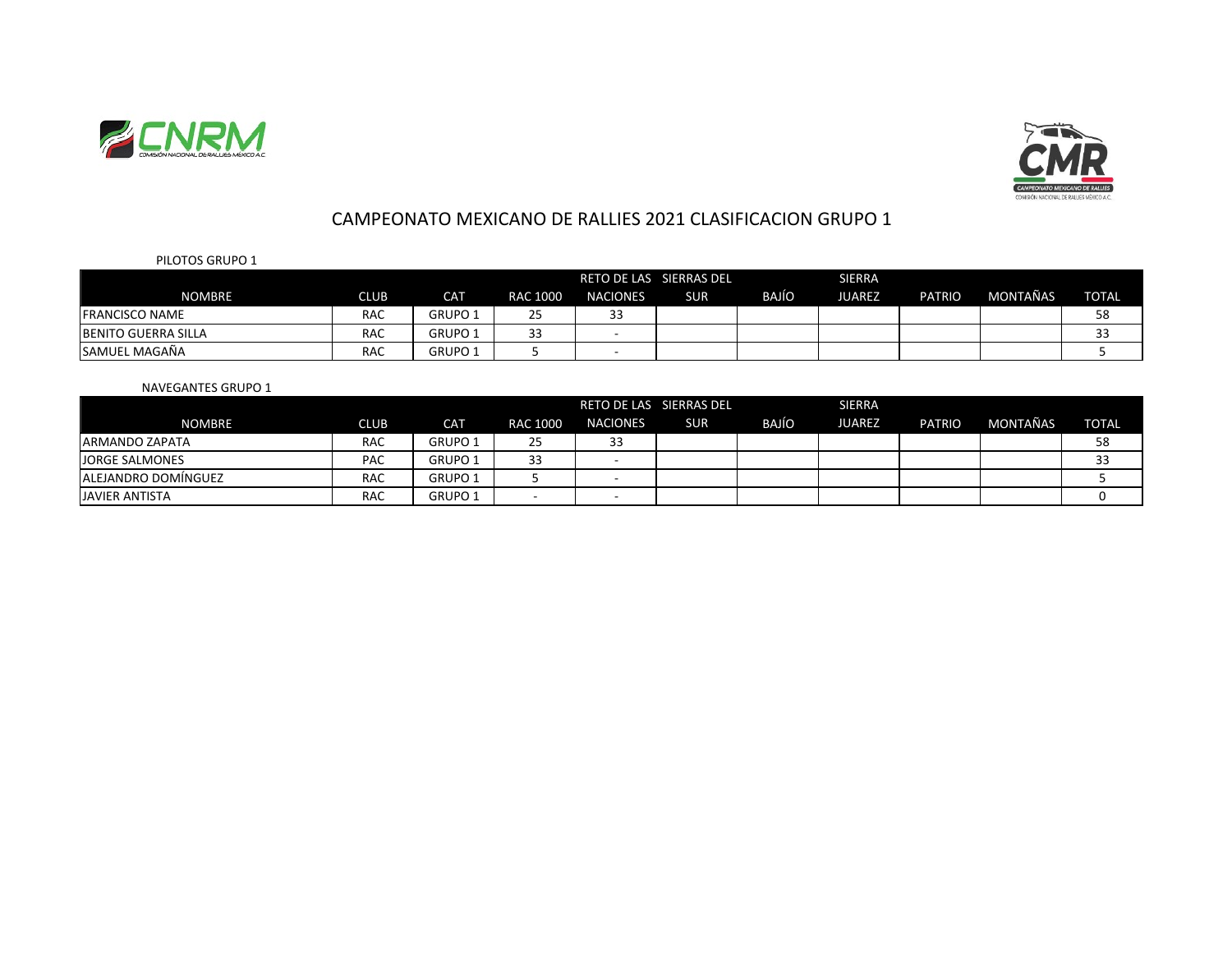# CAMPEONATO MEXICANO DE RALLIES 2021 CLASIFICACION GRUPO 1

PILOTOS GRUPO 1

| NOMBRE | CLUB | CAT | RAC 1000 | RETO DE LAS NACIONES | SIERRAS DEL SUR | BAJÍO | SIERRA JUAREZ | PATRIO | MONTAÑAS | TOTAL |
|---|---|---|---|---|---|---|---|---|---|---|
| FRANCISCO NAME | RAC | GRUPO 1 | 25 | 33 | | | | | | 58 |
| BENITO GUERRA SILLA | RAC | GRUPO 1 | 33 | - | | | | | | 33 |
| SAMUEL MAGAÑA | RAC | GRUPO 1 | 5 | - | | | | | | 5 |

NAVEGANTES GRUPO 1

| NOMBRE | CLUB | CAT | RAC 1000 | RETO DE LAS NACIONES | SIERRAS DEL SUR | BAJÍO | SIERRA JUAREZ | PATRIO | MONTAÑAS | TOTAL |
|---|---|---|---|---|---|---|---|---|---|---|
| ARMANDO ZAPATA | RAC | GRUPO 1 | 25 | 33 | | | | | | 58 |
| JORGE SALMONES | PAC | GRUPO 1 | 33 | - | | | | | | 33 |
| ALEJANDRO DOMÍNGUEZ | RAC | GRUPO 1 | 5 | - | | | | | | 5 |
| JAVIER ANTISTA | RAC | GRUPO 1 | - | - | | | | | | 0 |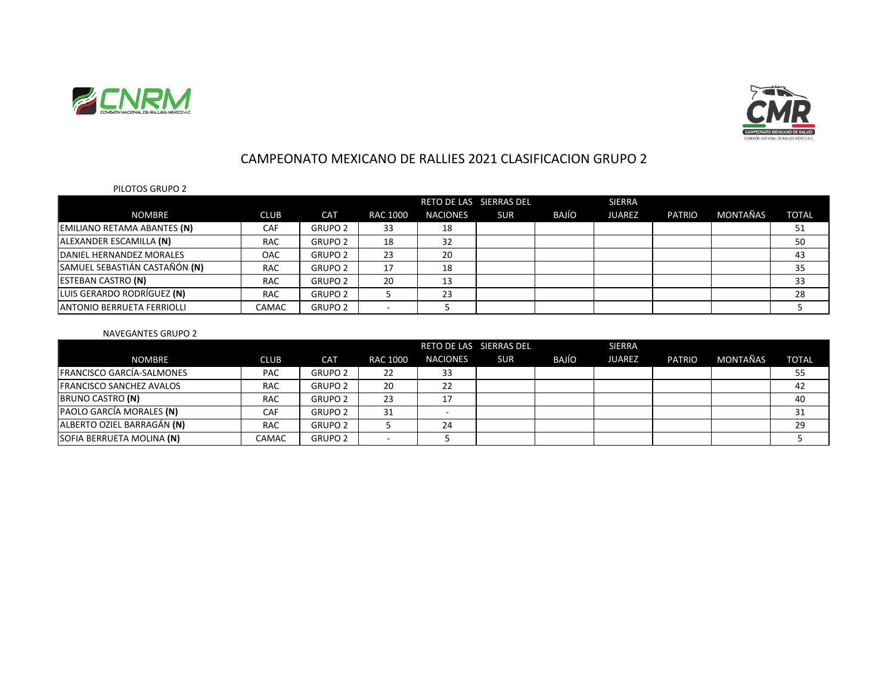# CAMPEONATO MEXICANO DE RALLIES 2021 CLASIFICACION GRUPO 2

PILOTOS GRUPO 2

| NOMBRE | CLUB | CAT | RAC 1000 | RETO DE LAS NACIONES | SIERRAS DEL SUR | BAJÍO | SIERRA JUAREZ | PATRIO | MONTAÑAS | TOTAL |
|---|---|---|---|---|---|---|---|---|---|---|
| EMILIANO RETAMA ABANTES **(N)** | CAF | GRUPO 2 | 33 | 18 | | | | | | 51 |
| ALEXANDER ESCAMILLA **(N)** | RAC | GRUPO 2 | 18 | 32 | | | | | | 50 |
| DANIEL HERNANDEZ MORALES | OAC | GRUPO 2 | 23 | 20 | | | | | | 43 |
| SAMUEL SEBASTIÁN CASTAÑÓN **(N)** | RAC | GRUPO 2 | 17 | 18 | | | | | | 35 |
| ESTEBAN CASTRO **(N)** | RAC | GRUPO 2 | 20 | 13 | | | | | | 33 |
| LUIS GERARDO RODRÍGUEZ **(N)** | RAC | GRUPO 2 | 5 | 23 | | | | | | 28 |
| ANTONIO BERRUETA FERRIOLLI | CAMAC | GRUPO 2 | - | 5 | | | | | | 5 |

NAVEGANTES GRUPO 2

| NOMBRE | CLUB | CAT | RAC 1000 | RETO DE LAS NACIONES | SIERRAS DEL SUR | BAJÍO | SIERRA JUAREZ | PATRIO | MONTAÑAS | TOTAL |
|---|---|---|---|---|---|---|---|---|---|---|
| FRANCISCO GARCÍA-SALMONES | PAC | GRUPO 2 | 22 | 33 | | | | | | 55 |
| FRANCISCO SANCHEZ AVALOS | RAC | GRUPO 2 | 20 | 22 | | | | | | 42 |
| BRUNO CASTRO **(N)** | RAC | GRUPO 2 | 23 | 17 | | | | | | 40 |
| PAOLO GARCÍA MORALES **(N)** | CAF | GRUPO 2 | 31 | - | | | | | | 31 |
| ALBERTO OZIEL BARRAGÁN **(N)** | RAC | GRUPO 2 | 5 | 24 | | | | | | 29 |
| SOFIA BERRUETA MOLINA **(N)** | CAMAC | GRUPO 2 | - | 5 | | | | | | 5 |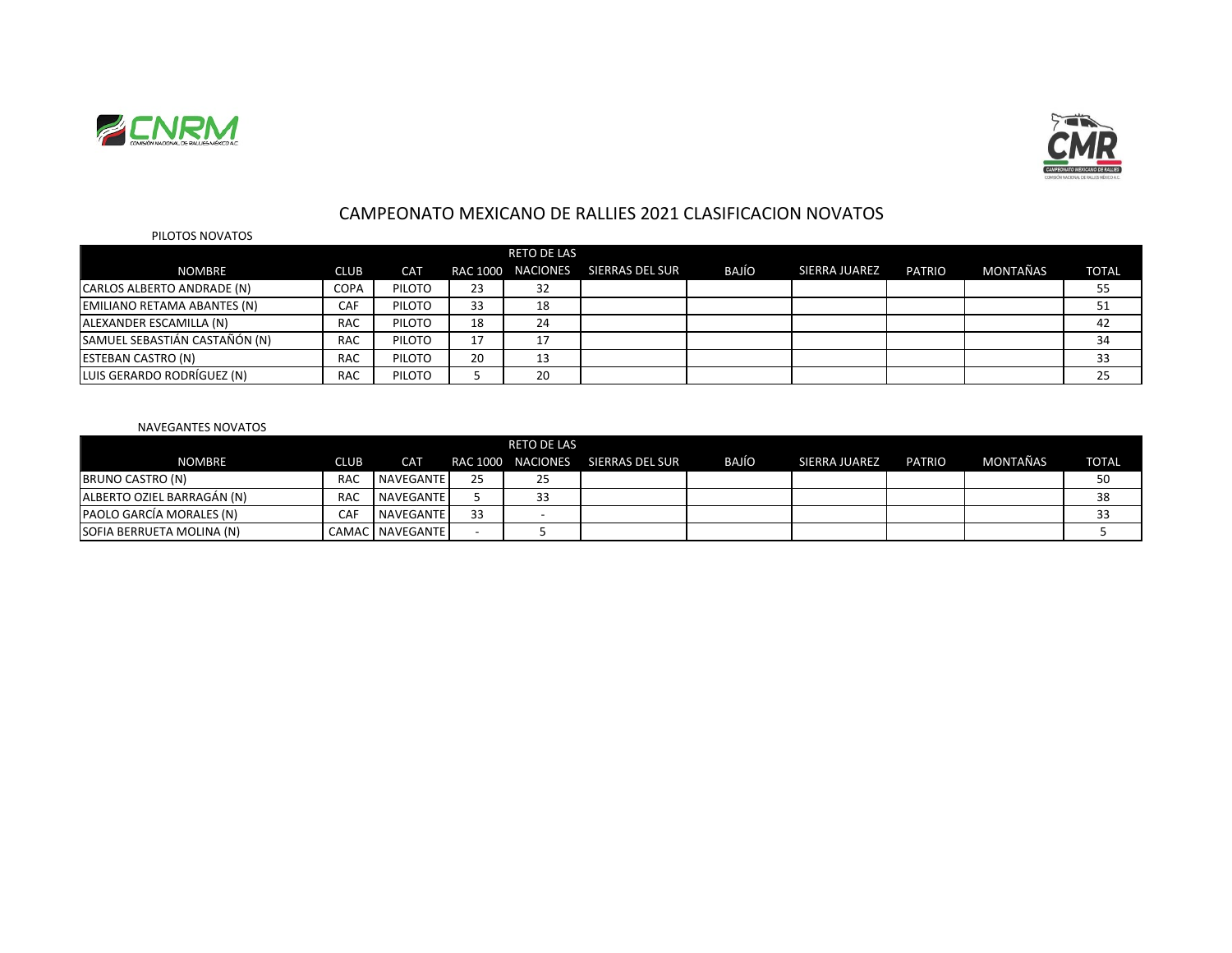# CAMPEONATO MEXICANO DE RALLIES 2021 CLASIFICACION NOVATOS

PILOTOS NOVATOS

| NOMBRE | CLUB | CAT | RAC 1000 | RETO DE LAS NACIONES | SIERRAS DEL SUR | BAJÍO | SIERRA JUAREZ | PATRIO | MONTAÑAS | TOTAL |
|---|---|---|---|---|---|---|---|---|---|---|
| CARLOS ALBERTO ANDRADE (N) | COPA | PILOTO | 23 | 32 | | | | | | 55 |
| EMILIANO RETAMA ABANTES (N) | CAF | PILOTO | 33 | 18 | | | | | | 51 |
| ALEXANDER ESCAMILLA (N) | RAC | PILOTO | 18 | 24 | | | | | | 42 |
| SAMUEL SEBASTIÁN CASTAÑÓN (N) | RAC | PILOTO | 17 | 17 | | | | | | 34 |
| ESTEBAN CASTRO (N) | RAC | PILOTO | 20 | 13 | | | | | | 33 |
| LUIS GERARDO RODRÍGUEZ (N) | RAC | PILOTO | 5 | 20 | | | | | | 25 |

NAVEGANTES NOVATOS

| NOMBRE | CLUB | CAT | RAC 1000 | RETO DE LAS NACIONES | SIERRAS DEL SUR | BAJÍO | SIERRA JUAREZ | PATRIO | MONTAÑAS | TOTAL |
|---|---|---|---|---|---|---|---|---|---|---|
| BRUNO CASTRO (N) | RAC | NAVEGANTE | 25 | 25 | | | | | | 50 |
| ALBERTO OZIEL BARRAGÁN (N) | RAC | NAVEGANTE | 5 | 33 | | | | | | 38 |
| PAOLO GARCÍA MORALES (N) | CAF | NAVEGANTE | 33 | - | | | | | | 33 |
| SOFIA BERRUETA MOLINA (N) | CAMAC | NAVEGANTE | - | 5 | | | | | | 5 |